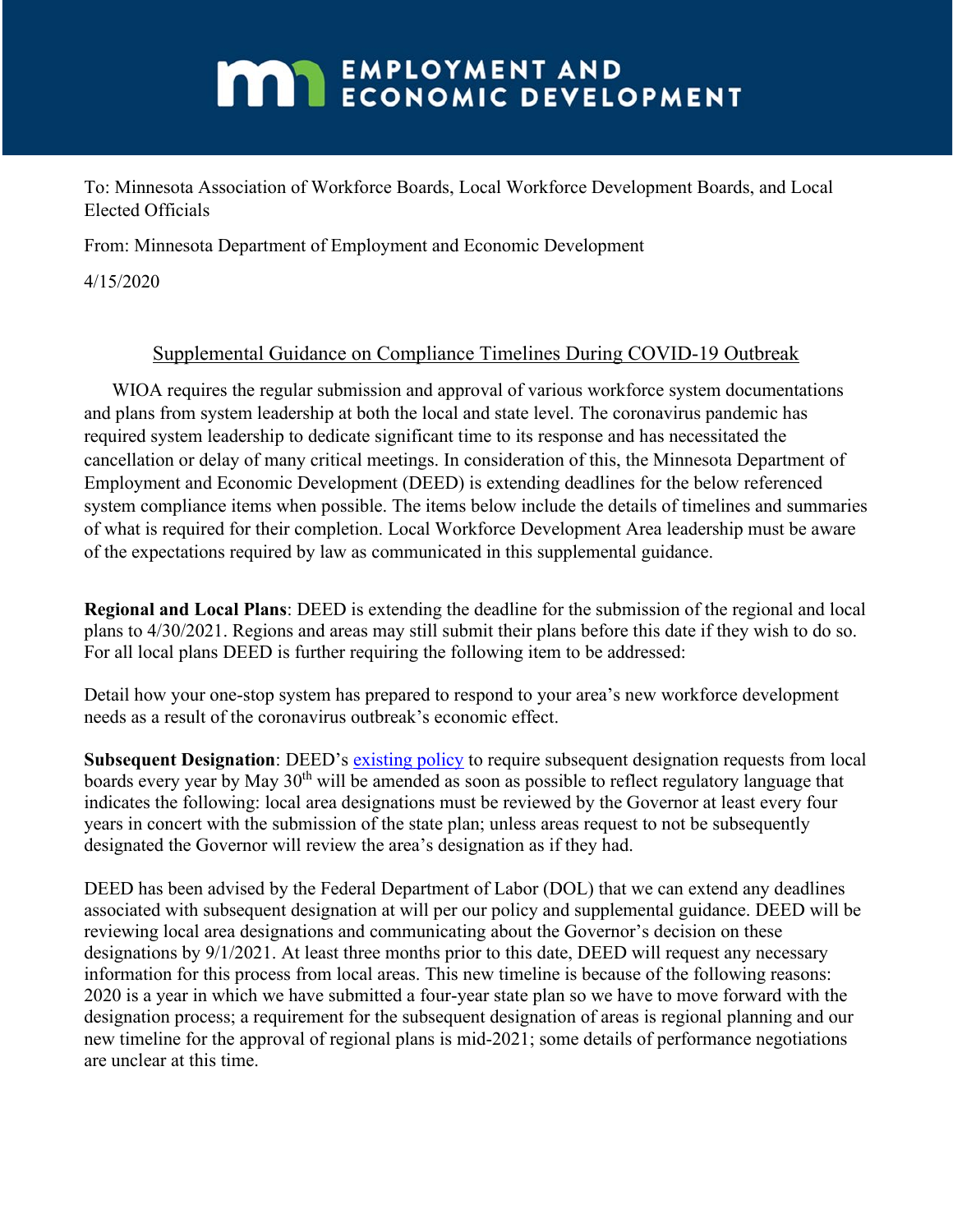# EMPLOYMENT AND ECONOMIC DEVELOPMENT

To: Minnesota Association of Workforce Boards, Local Workforce Development Boards, and Local Elected Officials

From: Minnesota Department of Employment and Economic Development

4/15/2020

## Supplemental Guidance on Compliance Timelines During COVID-19 Outbreak

WIOA requires the regular submission and approval of various workforce system documentations and plans from system leadership at both the local and state level. The coronavirus pandemic has required system leadership to dedicate significant time to its response and has necessitated the cancellation or delay of many critical meetings. In consideration of this, the Minnesota Department of Employment and Economic Development (DEED) is extending deadlines for the below referenced system compliance items when possible. The items below include the details of timelines and summaries of what is required for their completion. Local Workforce Development Area leadership must be aware of the expectations required by law as communicated in this supplemental guidance.

**Regional and Local Plans**: DEED is extending the deadline for the submission of the regional and local plans to 4/30/2021. Regions and areas may still submit their plans before this date if they wish to do so. For all local plans DEED is further requiring the following item to be addressed:

Detail how your one-stop system has prepared to respond to your area's new workforce development needs as a result of the coronavirus outbreak's economic effect.

**Subsequent Designation**: DEED's existing policy to require subsequent designation requests from local boards every year by May 30th will be amended as soon as possible to reflect regulatory language that indicates the following: local area designations must be reviewed by the Governor at least every four years in concert with the submission of the state plan; unless areas request to not be subsequently designated the Governor will review the area's designation as if they had.

DEED has been advised by the Federal Department of Labor (DOL) that we can extend any deadlines associated with subsequent designation at will per our policy and supplemental guidance. DEED will be reviewing local area designations and communicating about the Governor's decision on these designations by 9/1/2021. At least three months prior to this date, DEED will request any necessary information for this process from local areas. This new timeline is because of the following reasons: 2020 is a year in which we have submitted a four-year state plan so we have to move forward with the designation process; a requirement for the subsequent designation of areas is regional planning and our new timeline for the approval of regional plans is mid-2021; some details of performance negotiations are unclear at this time.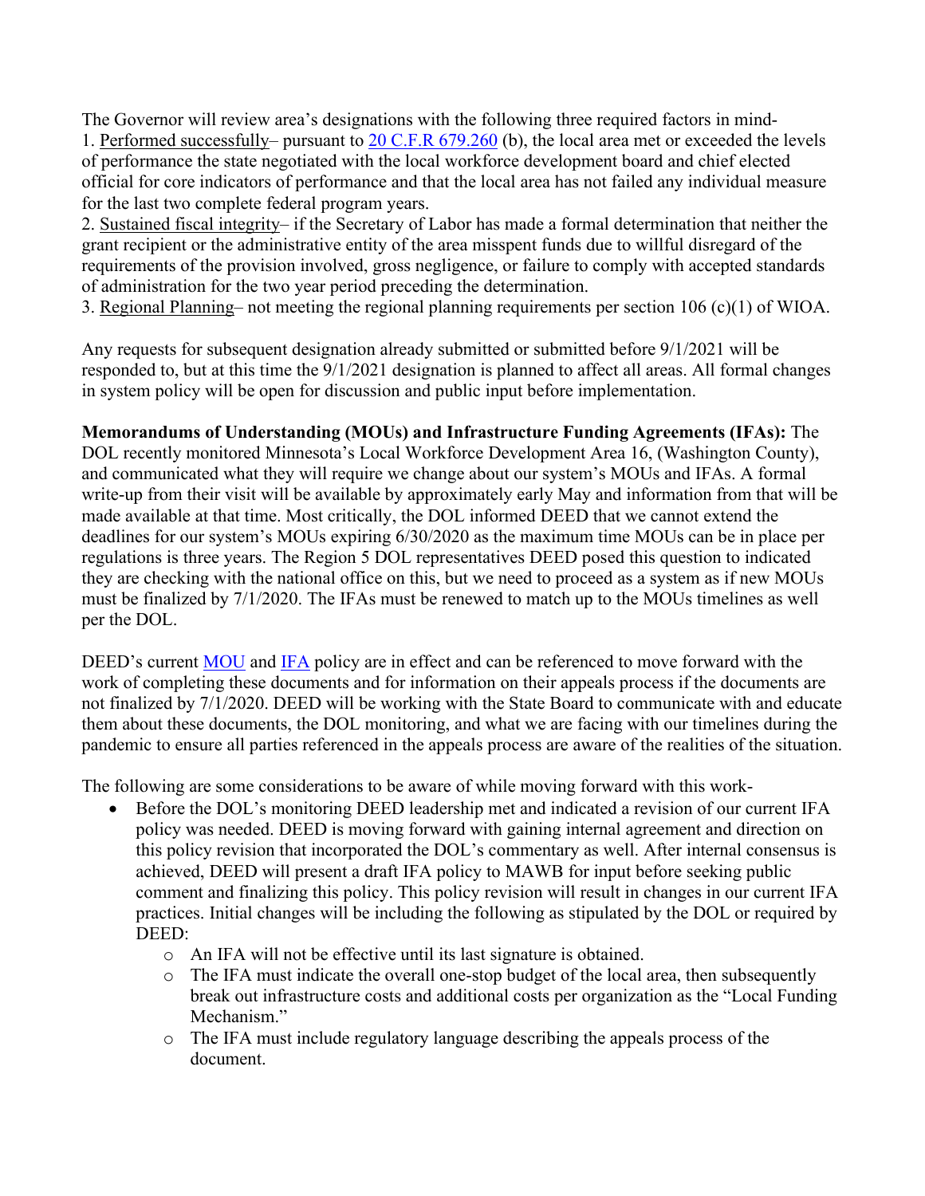The Governor will review area's designations with the following three required factors in mind-

1. Performed successfully– pursuant to [20 C.F.R 679.260](#) (b), the local area met or exceeded the levels of performance the state negotiated with the local workforce development board and chief elected official for core indicators of performance and that the local area has not failed any individual measure for the last two complete federal program years.
2. Sustained fiscal integrity– if the Secretary of Labor has made a formal determination that neither the grant recipient or the administrative entity of the area misspent funds due to willful disregard of the requirements of the provision involved, gross negligence, or failure to comply with accepted standards of administration for the two year period preceding the determination.
3. Regional Planning– not meeting the regional planning requirements per section 106 (c)(1) of WIOA.

Any requests for subsequent designation already submitted or submitted before 9/1/2021 will be responded to, but at this time the 9/1/2021 designation is planned to affect all areas. All formal changes in system policy will be open for discussion and public input before implementation.

**Memorandums of Understanding (MOUs) and Infrastructure Funding Agreements (IFAs):** The DOL recently monitored Minnesota's Local Workforce Development Area 16, (Washington County), and communicated what they will require we change about our system's MOUs and IFAs. A formal write-up from their visit will be available by approximately early May and information from that will be made available at that time. Most critically, the DOL informed DEED that we cannot extend the deadlines for our system's MOUs expiring 6/30/2020 as the maximum time MOUs can be in place per regulations is three years. The Region 5 DOL representatives DEED posed this question to indicated they are checking with the national office on this, but we need to proceed as a system as if new MOUs must be finalized by 7/1/2020. The IFAs must be renewed to match up to the MOUs timelines as well per the DOL.

DEED's current [MOU](#) and [IFA](#) policy are in effect and can be referenced to move forward with the work of completing these documents and for information on their appeals process if the documents are not finalized by 7/1/2020. DEED will be working with the State Board to communicate with and educate them about these documents, the DOL monitoring, and what we are facing with our timelines during the pandemic to ensure all parties referenced in the appeals process are aware of the realities of the situation.

The following are some considerations to be aware of while moving forward with this work-

- Before the DOL's monitoring DEED leadership met and indicated a revision of our current IFA policy was needed. DEED is moving forward with gaining internal agreement and direction on this policy revision that incorporated the DOL's commentary as well. After internal consensus is achieved, DEED will present a draft IFA policy to MAWB for input before seeking public comment and finalizing this policy. This policy revision will result in changes in our current IFA practices. Initial changes will be including the following as stipulated by the DOL or required by DEED:
    - An IFA will not be effective until its last signature is obtained.
    - The IFA must indicate the overall one-stop budget of the local area, then subsequently break out infrastructure costs and additional costs per organization as the "Local Funding Mechanism."
    - The IFA must include regulatory language describing the appeals process of the document.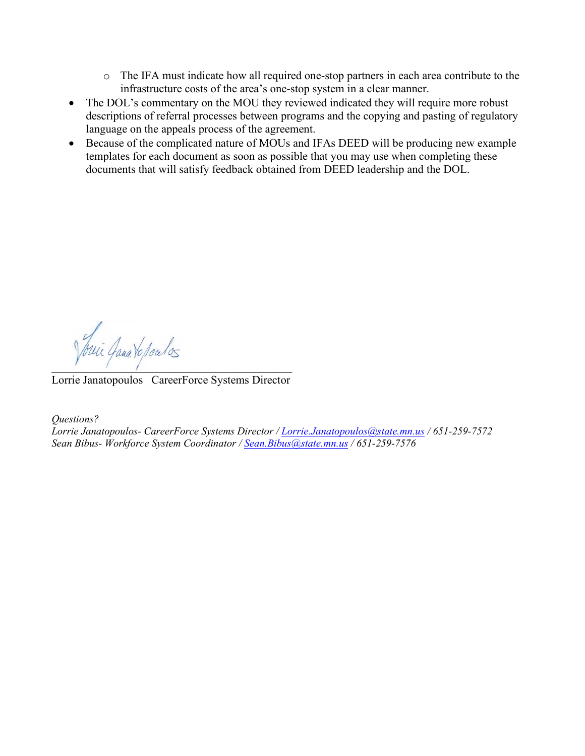- The IFA must indicate how all required one-stop partners in each area contribute to the infrastructure costs of the area's one-stop system in a clear manner.
- The DOL's commentary on the MOU they reviewed indicated they will require more robust descriptions of referral processes between programs and the copying and pasting of regulatory language on the appeals process of the agreement.
- Because of the complicated nature of MOUs and IFAs DEED will be producing new example templates for each document as soon as possible that you may use when completing these documents that will satisfy feedback obtained from DEED leadership and the DOL.

Lorrie Janatopoulos   CareerForce Systems Director

*Questions?*
*Lorrie Janatopoulos- CareerForce Systems Director / Lorrie.Janatopoulos@state.mn.us / 651-259-7572*
*Sean Bibus- Workforce System Coordinator / Sean.Bibus@state.mn.us / 651-259-7576*